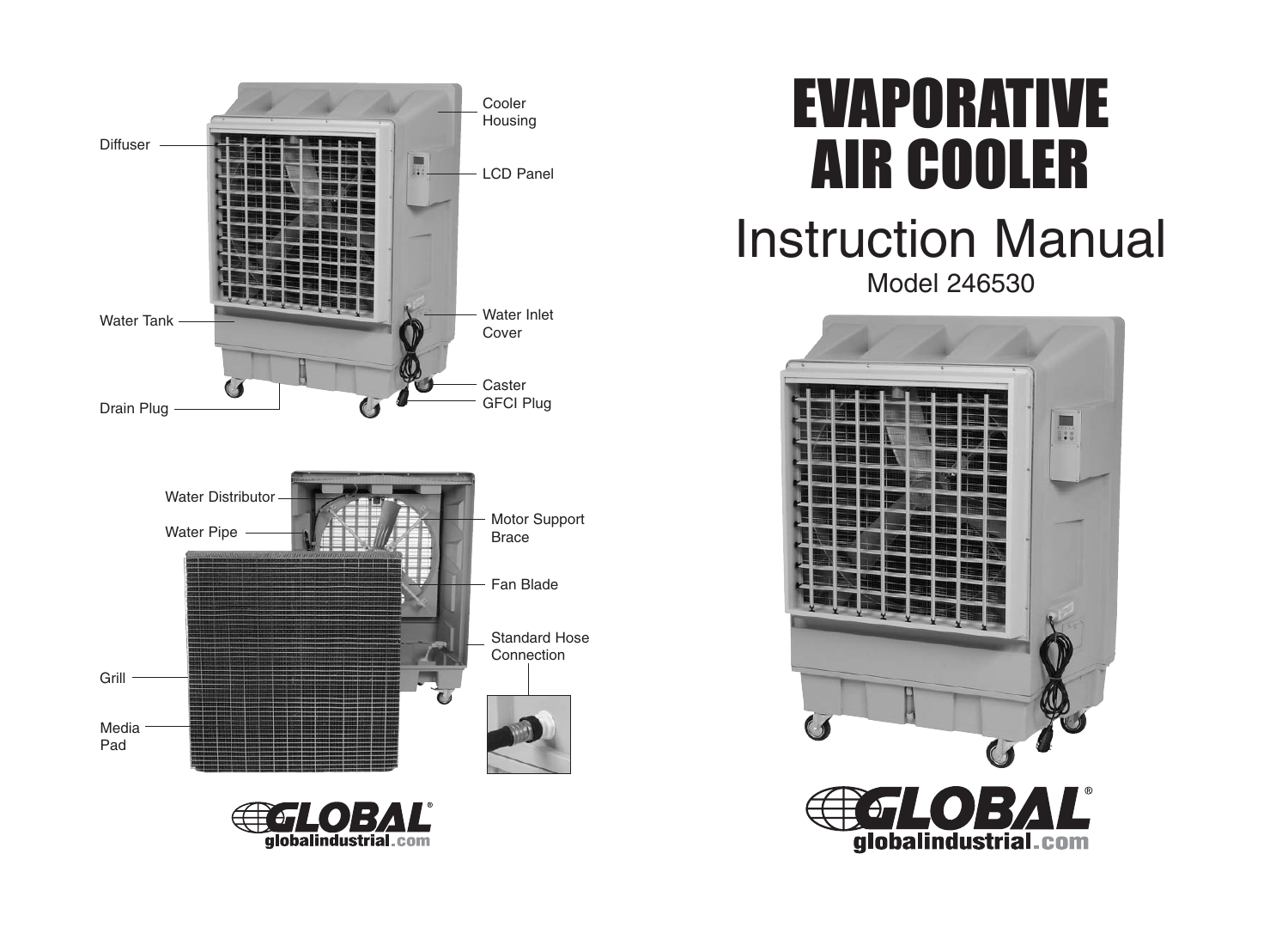# EVAPORATIVE AIR COOLER

## Instruction Manual

Model 246530

Diffuser

Cooler Housing

LCD Panel

Water Tank

Water Inlet Cover

Caster

GFCI Plug

Drain Plug

Water Distributor

Water Pipe

Motor Support Brace

Fan Blade

Standard Hose Connection

Grill

Media Pad

GLOBAL®
globalindustrial.com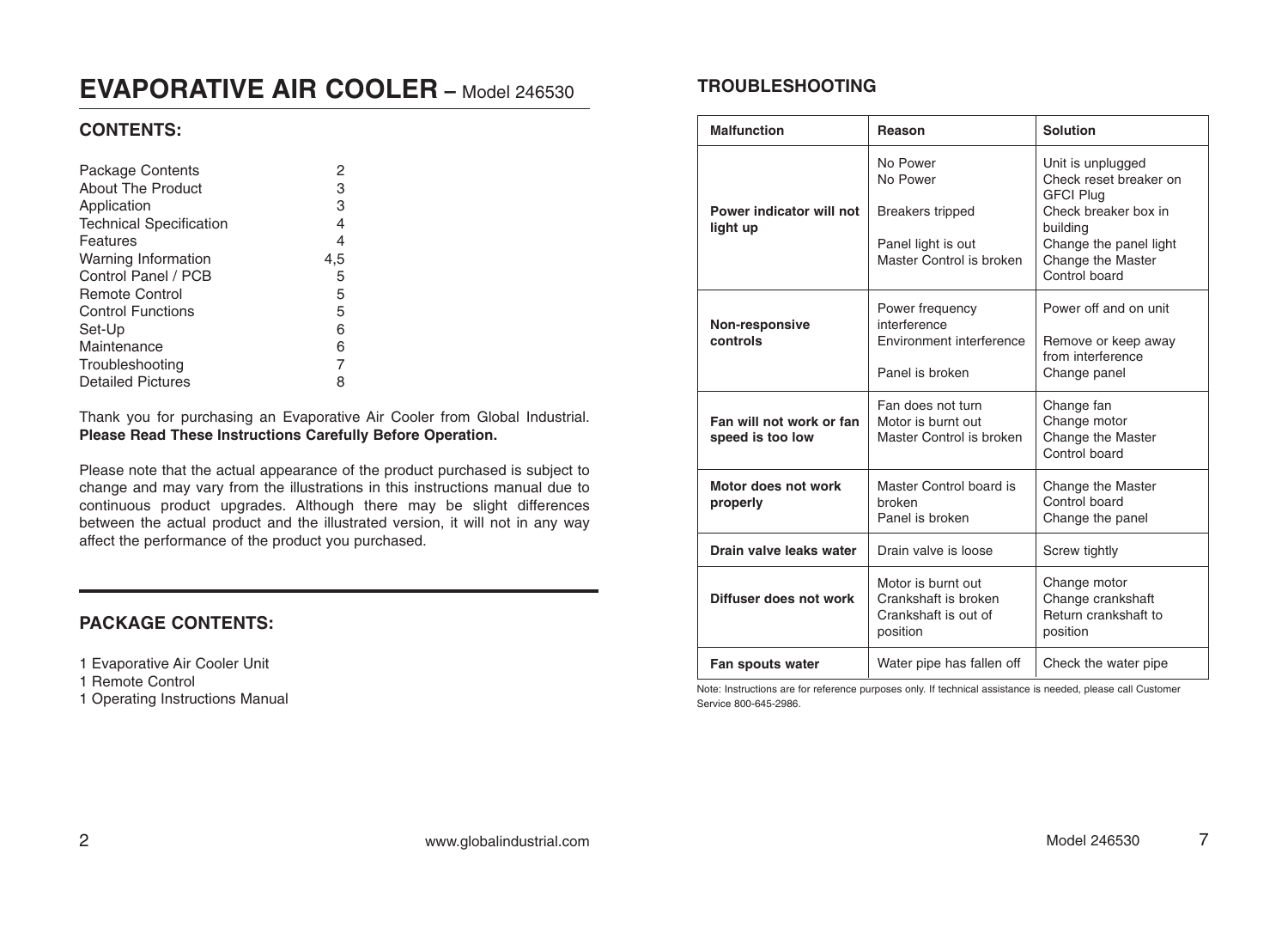# EVAPORATIVE AIR COOLER – Model 246530

## CONTENTS:

| | |
|---|---|
| Package Contents | 2 |
| About The Product | 3 |
| Application | 3 |
| Technical Specification | 4 |
| Features | 4 |
| Warning Information | 4,5 |
| Control Panel / PCB | 5 |
| Remote Control | 5 |
| Control Functions | 5 |
| Set-Up | 6 |
| Maintenance | 6 |
| Troubleshooting | 7 |
| Detailed Pictures | 8 |

Thank you for purchasing an Evaporative Air Cooler from Global Industrial. **Please Read These Instructions Carefully Before Operation.**

Please note that the actual appearance of the product purchased is subject to change and may vary from the illustrations in this instructions manual due to continuous product upgrades. Although there may be slight differences between the actual product and the illustrated version, it will not in any way affect the performance of the product you purchased.

## PACKAGE CONTENTS:

1 Evaporative Air Cooler Unit
1 Remote Control
1 Operating Instructions Manual

## TROUBLESHOOTING

| Malfunction | Reason | Solution |
|---|---|---|
| **Power indicator will not light up** | No Power<br>No Power<br>Breakers tripped<br>Panel light is out<br>Master Control is broken | Unit is unplugged<br>Check reset breaker on GFCI Plug<br>Check breaker box in building<br>Change the panel light<br>Change the Master Control board |
| **Non-responsive controls** | Power frequency interference<br>Environment interference<br>Panel is broken | Power off and on unit<br>Remove or keep away from interference<br>Change panel |
| **Fan will not work or fan speed is too low** | Fan does not turn<br>Motor is burnt out<br>Master Control is broken | Change fan<br>Change motor<br>Change the Master Control board |
| **Motor does not work properly** | Master Control board is broken<br>Panel is broken | Change the Master Control board<br>Change the panel |
| **Drain valve leaks water** | Drain valve is loose | Screw tightly |
| **Diffuser does not work** | Motor is burnt out<br>Crankshaft is broken<br>Crankshaft is out of position | Change motor<br>Change crankshaft<br>Return crankshaft to position |
| **Fan spouts water** | Water pipe has fallen off | Check the water pipe |

Note: Instructions are for reference purposes only. If technical assistance is needed, please call Customer Service 800-645-2986.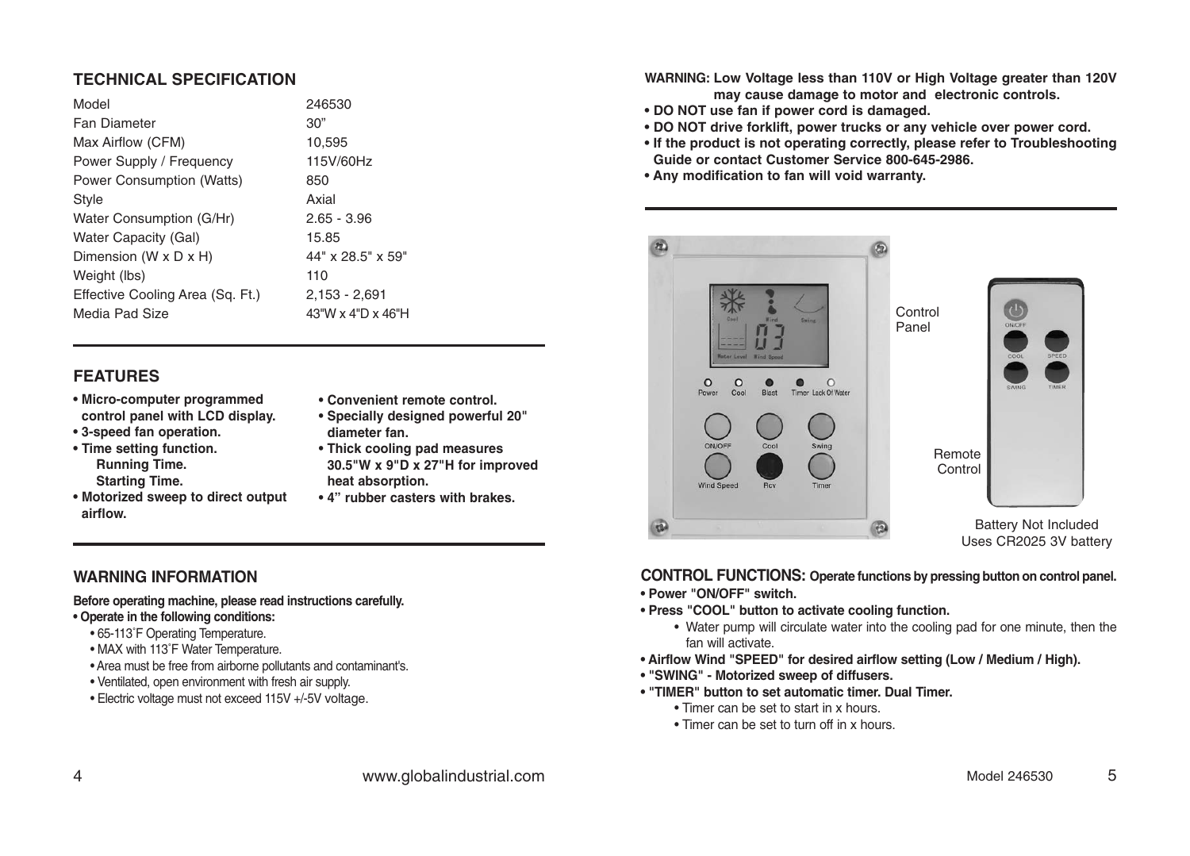## TECHNICAL SPECIFICATION

| | |
|---|---|
| Model | 246530 |
| Fan Diameter | 30” |
| Max Airflow (CFM) | 10,595 |
| Power Supply / Frequency | 115V/60Hz |
| Power Consumption (Watts) | 850 |
| Style | Axial |
| Water Consumption (G/Hr) | 2.65 - 3.96 |
| Water Capacity (Gal) | 15.85 |
| Dimension (W x D x H) | 44" x 28.5" x 59" |
| Weight (lbs) | 110 |
| Effective Cooling Area (Sq. Ft.) | 2,153 - 2,691 |
| Media Pad Size | 43"W x 4"D x 46"H |

## FEATURES

- **Micro-computer programmed control panel with LCD display.**
- **3-speed fan operation.**
- **Time setting function.**
  - **Running Time.**
  - **Starting Time.**
- **Motorized sweep to direct output airflow.**
- **Convenient remote control.**
- **Specially designed powerful 20" diameter fan.**
- **Thick cooling pad measures 30.5"W x 9"D x 27"H for improved heat absorption.**
- **4” rubber casters with brakes.**

## WARNING INFORMATION

**Before operating machine, please read instructions carefully.**

- **Operate in the following conditions:**
  - 65-113˚F Operating Temperature.
  - MAX with 113˚F Water Temperature.
  - Area must be free from airborne pollutants and contaminant's.
  - Ventilated, open environment with fresh air supply.
  - Electric voltage must not exceed 115V +/-5V voltage.

**WARNING: Low Voltage less than 110V or High Voltage greater than 120V may cause damage to motor and electronic controls.**

- **DO NOT use fan if power cord is damaged.**
- **DO NOT drive forklift, power trucks or any vehicle over power cord.**
- **If the product is not operating correctly, please refer to Troubleshooting Guide or contact Customer Service 800-645-2986.**
- **Any modification to fan will void warranty.**

Control Panel

Remote Control

Battery Not Included
Uses CR2025 3V battery

**CONTROL FUNCTIONS: Operate functions by pressing button on control panel.**

- **Power "ON/OFF" switch.**
- **Press "COOL" button to activate cooling function.**
  - Water pump will circulate water into the cooling pad for one minute, then the fan will activate.
- **Airflow Wind "SPEED" for desired airflow setting (Low / Medium / High).**
- **"SWING" - Motorized sweep of diffusers.**
- **"TIMER" button to set automatic timer. Dual Timer.**
  - Timer can be set to start in x hours.
  - Timer can be set to turn off in x hours.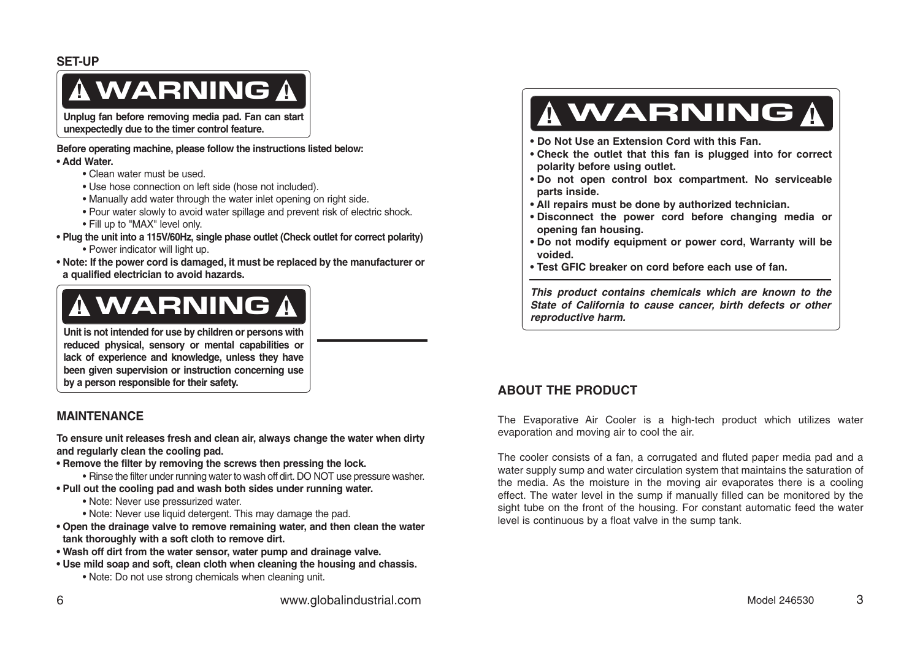## SET-UP

**⚠ WARNING ⚠**

**Unplug fan before removing media pad. Fan can start unexpectedly due to the timer control feature.**

**Before operating machine, please follow the instructions listed below:**

- **Add Water.**
  - Clean water must be used.
  - Use hose connection on left side (hose not included).
  - Manually add water through the water inlet opening on right side.
  - Pour water slowly to avoid water spillage and prevent risk of electric shock.
  - Fill up to "MAX" level only.
- **Plug the unit into a 115V/60Hz, single phase outlet (Check outlet for correct polarity)**
  - Power indicator will light up.
- **Note: If the power cord is damaged, it must be replaced by the manufacturer or a qualified electrician to avoid hazards.**

**⚠ WARNING ⚠**

**Unit is not intended for use by children or persons with reduced physical, sensory or mental capabilities or lack of experience and knowledge, unless they have been given supervision or instruction concerning use by a person responsible for their safety.**

## MAINTENANCE

**To ensure unit releases fresh and clean air, always change the water when dirty and regularly clean the cooling pad.**

- **Remove the filter by removing the screws then pressing the lock.**
  - Rinse the filter under running water to wash off dirt. DO NOT use pressure washer.
- **Pull out the cooling pad and wash both sides under running water.**
  - Note: Never use pressurized water.
  - Note: Never use liquid detergent. This may damage the pad.
- **Open the drainage valve to remove remaining water, and then clean the water tank thoroughly with a soft cloth to remove dirt.**
- **Wash off dirt from the water sensor, water pump and drainage valve.**
- **Use mild soap and soft, clean cloth when cleaning the housing and chassis.**
  - Note: Do not use strong chemicals when cleaning unit.

**⚠ WARNING ⚠**

- **Do Not Use an Extension Cord with this Fan.**
- **Check the outlet that this fan is plugged into for correct polarity before using outlet.**
- **Do not open control box compartment. No serviceable parts inside.**
- **All repairs must be done by authorized technician.**
- **Disconnect the power cord before changing media or opening fan housing.**
- **Do not modify equipment or power cord, Warranty will be voided.**
- **Test GFIC breaker on cord before each use of fan.**

***This product contains chemicals which are known to the State of California to cause cancer, birth defects or other reproductive harm.***

## ABOUT THE PRODUCT

The Evaporative Air Cooler is a high-tech product which utilizes water evaporation and moving air to cool the air.

The cooler consists of a fan, a corrugated and fluted paper media pad and a water supply sump and water circulation system that maintains the saturation of the media. As the moisture in the moving air evaporates there is a cooling effect. The water level in the sump if manually filled can be monitored by the sight tube on the front of the housing. For constant automatic feed the water level is continuous by a float valve in the sump tank.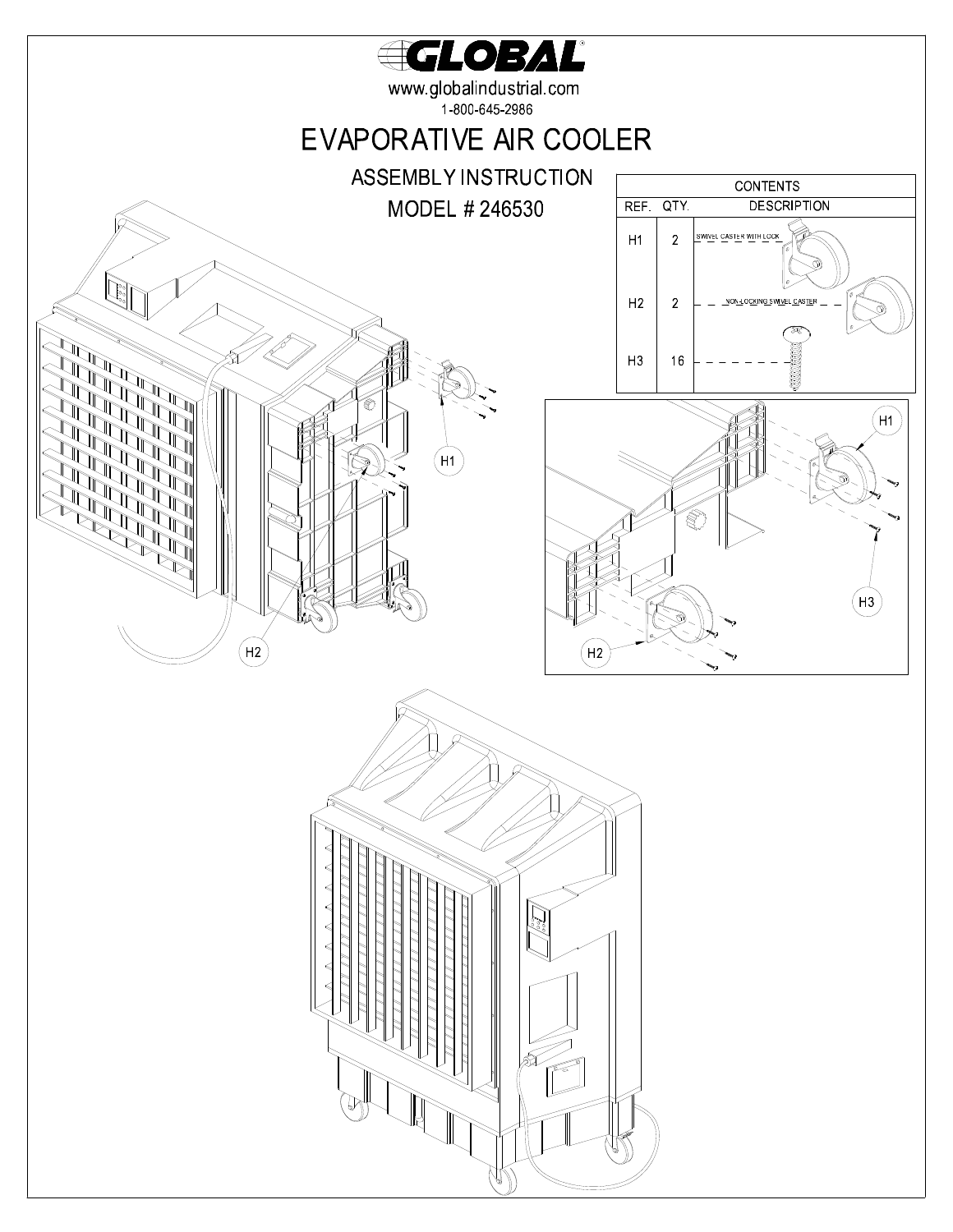# GLOBAL

www.globalindustrial.com

1-800-645-2986

# EVAPORATIVE AIR COOLER

## ASSEMBLY INSTRUCTION

## MODEL # 246530

| CONTENTS | | |
|---|---|---|
| REF. | QTY. | DESCRIPTION |
| H1 | 2 | SWIVEL CASTER WITH LOCK |
| H2 | 2 | NON-LOCKING SWIVEL CASTER |
| H3 | 16 | |

H1

H2

H1

H3

H2